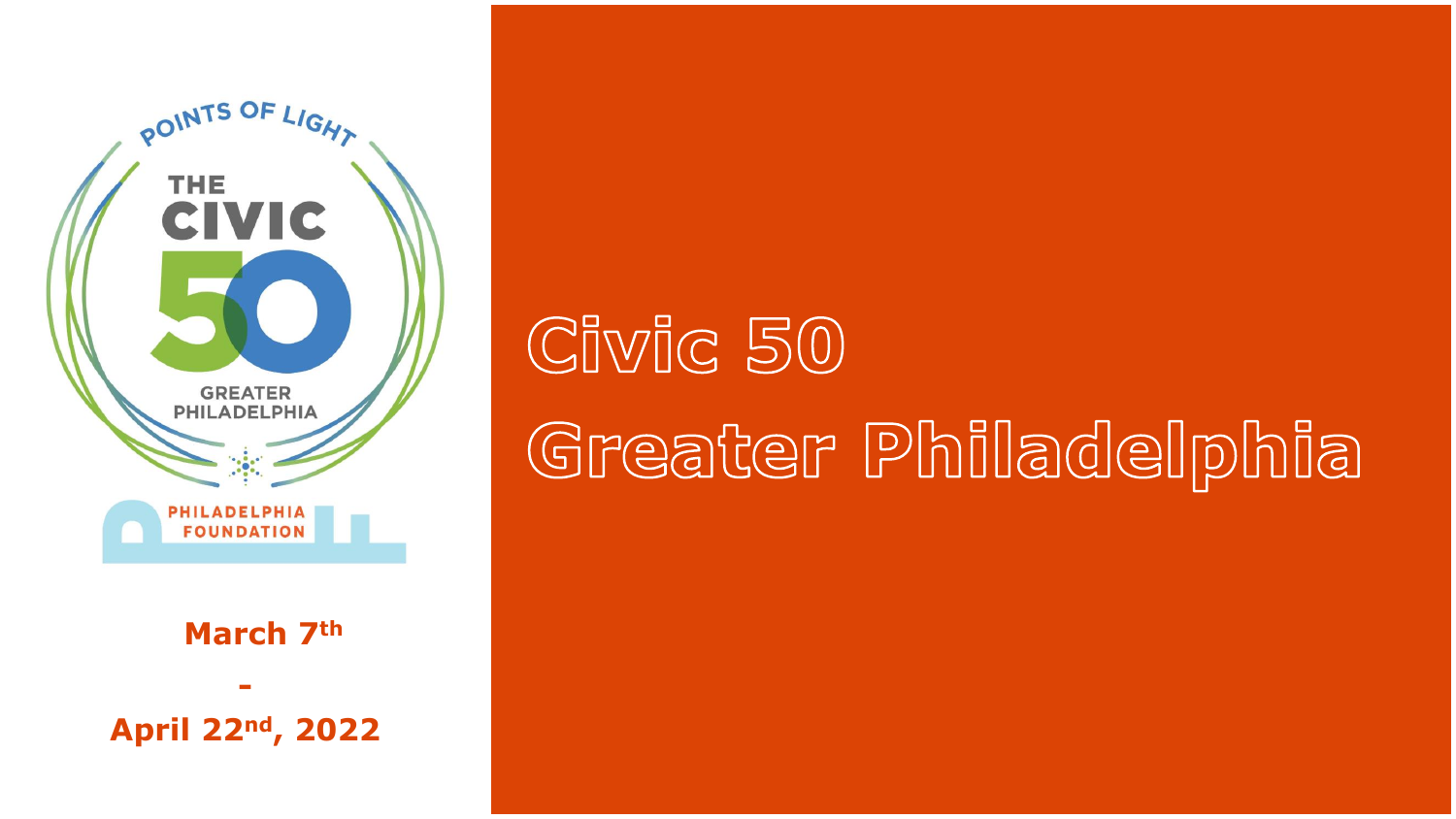# Civic 50 Greater Philadelphia

POINTS OF LIGHT

THE CIVIC 50

GREATER PHILADELPHIA

PHILADELPHIA FOUNDATION

**March 7th**

**-**

**April 22nd, 2022**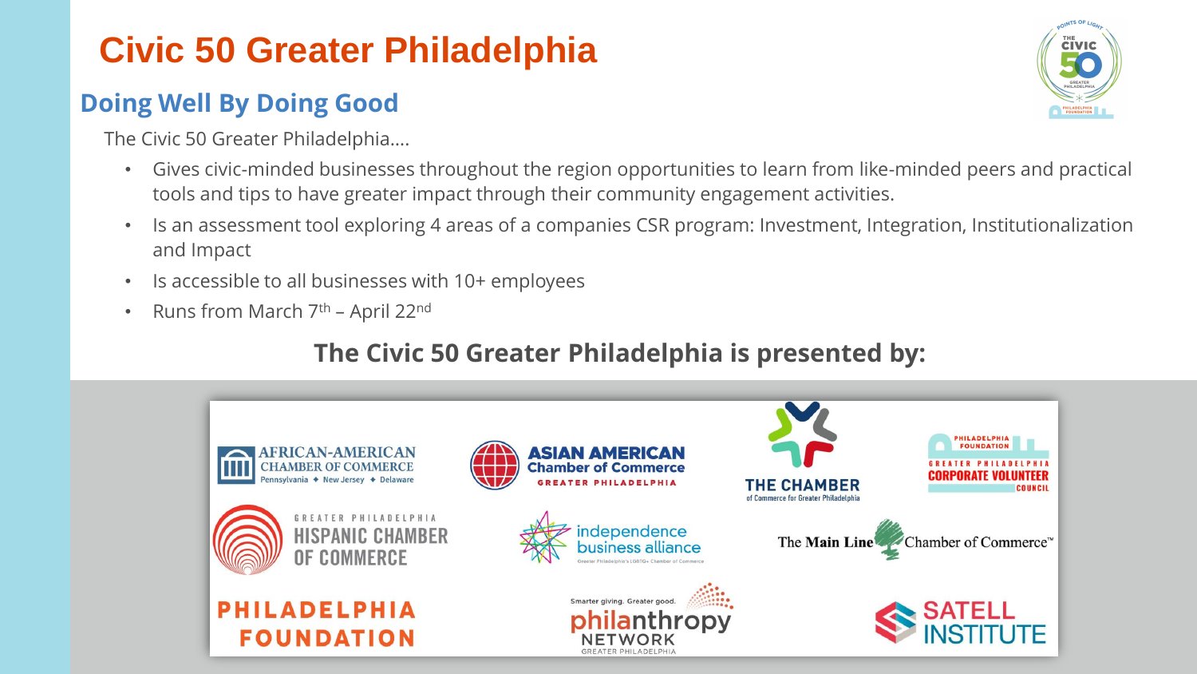# Civic 50 Greater Philadelphia

## Doing Well By Doing Good

The Civic 50 Greater Philadelphia….

- Gives civic-minded businesses throughout the region opportunities to learn from like-minded peers and practical tools and tips to have greater impact through their community engagement activities.
- Is an assessment tool exploring 4 areas of a companies CSR program: Investment, Integration, Institutionalization and Impact
- Is accessible to all businesses with 10+ employees
- Runs from March 7th – April 22nd

### The Civic 50 Greater Philadelphia is presented by:

African-American Chamber of Commerce Pennsylvania ✦ New Jersey ✦ Delaware

Asian American Chamber of Commerce Greater Philadelphia

The Chamber of Commerce for Greater Philadelphia

Philadelphia Foundation Greater Philadelphia Corporate Volunteer Council

Greater Philadelphia Hispanic Chamber of Commerce

independence business alliance — Greater Philadelphia's LGBTQ+ Chamber of Commerce

The Main Line Chamber of Commerce™

Philadelphia Foundation

Smarter giving. Greater good. philanthropy NETWORK GREATER PHILADELPHIA

Satell Institute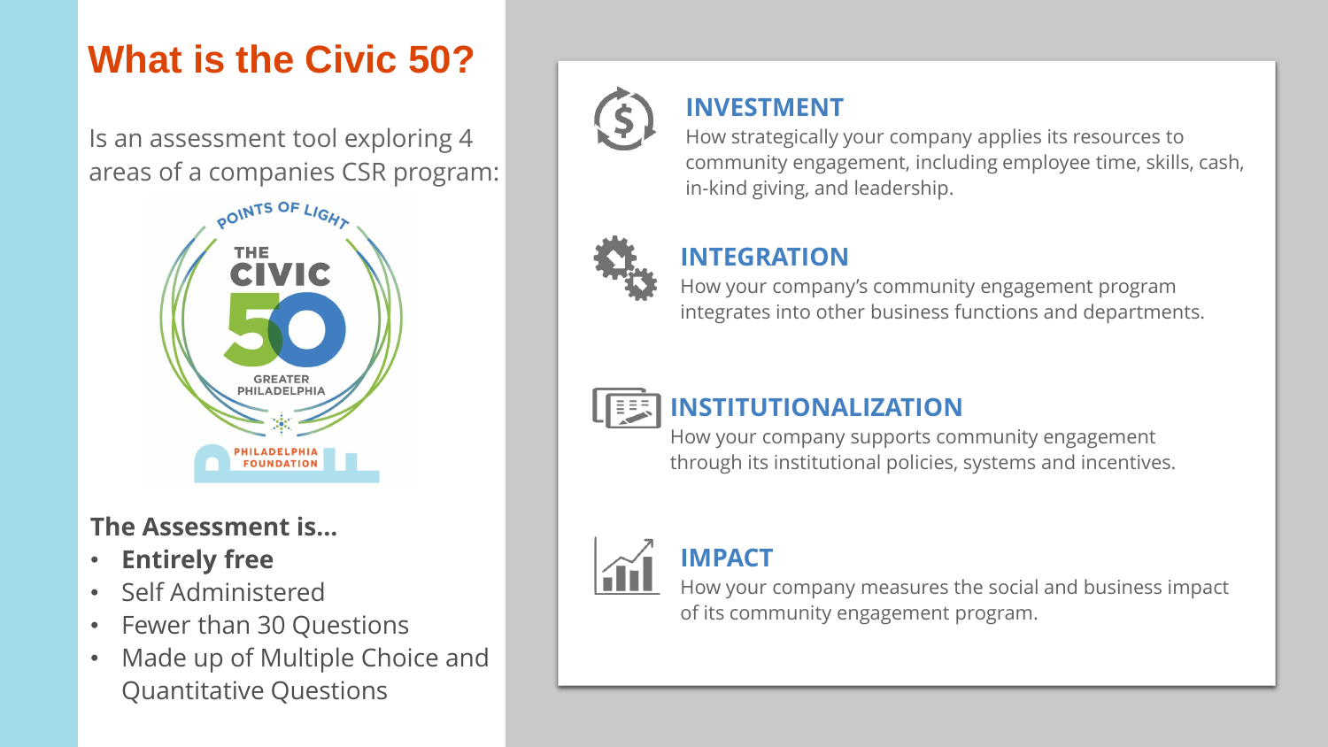# What is the Civic 50?

Is an assessment tool exploring 4 areas of a companies CSR program:

**The Assessment is…**

- **Entirely free**
- Self Administered
- Fewer than 30 Questions
- Made up of Multiple Choice and Quantitative Questions

## INVESTMENT

How strategically your company applies its resources to community engagement, including employee time, skills, cash, in-kind giving, and leadership.

## INTEGRATION

How your company's community engagement program integrates into other business functions and departments.

## INSTITUTIONALIZATION

How your company supports community engagement through its institutional policies, systems and incentives.

## IMPACT

How your company measures the social and business impact of its community engagement program.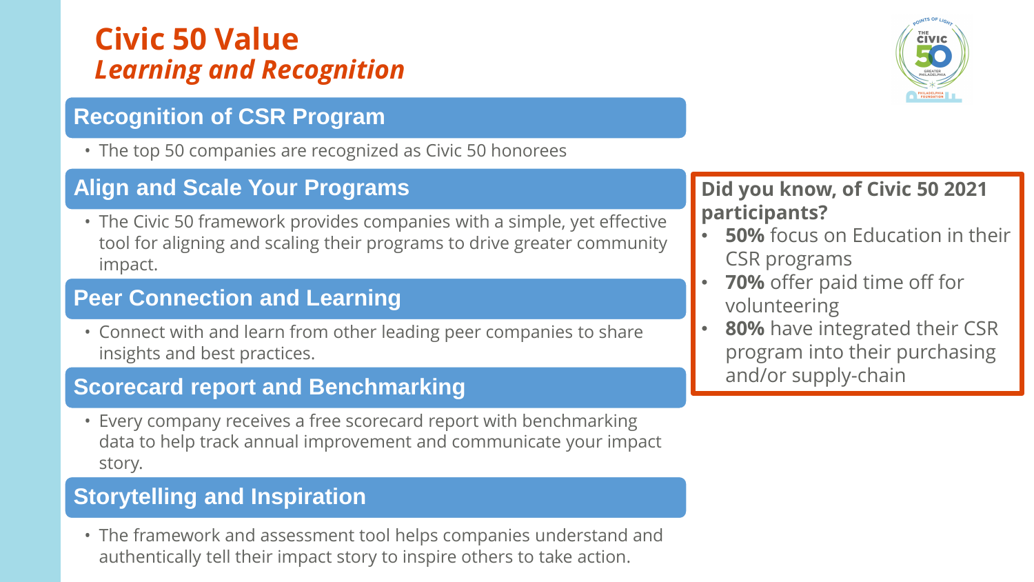# Civic 50 Value

## *Learning and Recognition*

### Recognition of CSR Program

- The top 50 companies are recognized as Civic 50 honorees

### Align and Scale Your Programs

- The Civic 50 framework provides companies with a simple, yet effective tool for aligning and scaling their programs to drive greater community impact.

### Peer Connection and Learning

- Connect with and learn from other leading peer companies to share insights and best practices.

### Scorecard report and Benchmarking

- Every company receives a free scorecard report with benchmarking data to help track annual improvement and communicate your impact story.

### Storytelling and Inspiration

- The framework and assessment tool helps companies understand and authentically tell their impact story to inspire others to take action.

**Did you know, of Civic 50 2021 participants?**

- **50%** focus on Education in their CSR programs
- **70%** offer paid time off for volunteering
- **80%** have integrated their CSR program into their purchasing and/or supply-chain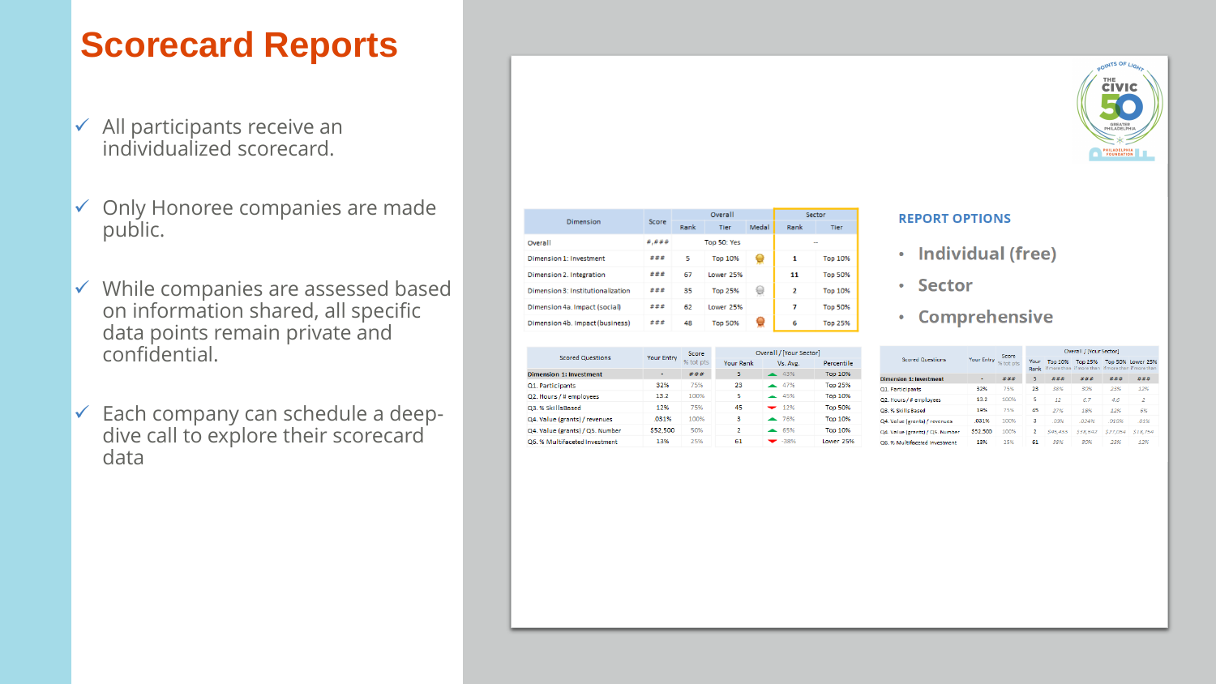# Scorecard Reports

- ✓ All participants receive an individualized scorecard.
- ✓ Only Honoree companies are made public.
- ✓ While companies are assessed based on information shared, all specific data points remain private and confidential.
- ✓ Each company can schedule a deep-dive call to explore their scorecard data

| Dimension | Score | Overall | | | Sector | |
|---|---|---|---|---|---|---|
| | | Rank | Tier | Medal | Rank | Tier |
| Overall | #,### | | Top 50: Yes | | -- | |
| Dimension 1: Investment | ### | 5 | Top 10% | | 1 | Top 10% |
| Dimension 2. Integration | ### | 67 | Lower 25% | | 11 | Top 50% |
| Dimension 3: Institutionalization | ### | 35 | Top 25% | | 2 | Top 10% |
| Dimension 4a. Impact (social) | ### | 62 | Lower 25% | | 7 | Top 50% |
| Dimension 4b. Impact (business) | ### | 48 | Top 50% | | 6 | Top 25% |

**REPORT OPTIONS**

- Individual (free)
- Sector
- Comprehensive

| Scored Questions | Your Entry | Score % tot pts | Overall / [Your Sector] | | |
|---|---|---|---|---|---|
| | | | Your Rank | Vs. Avg. | Percentile |
| Dimension 1: Investment | - | ### | 5 | 43% | Top 10% |
| Q1. Participants | 32% | 75% | 23 | 47% | Top 25% |
| Q2. Hours / # employees | 13.2 | 100% | 5 | 45% | Top 10% |
| Q3. % Skills Based | 12% | 75% | 45 | -12% | Top 50% |
| Q4. Value (grants) / revenues | .081% | 100% | 3 | 76% | Top 10% |
| Q4. Value (grants) / Q5. Number | $52,500 | 50% | 2 | 65% | Top 10% |
| Q6. % Multifaceted Investment | 13% | 25% | 61 | -38% | Lower 25% |

| Scored Questions | Your Entry | Score % tot pts | Overall / [Your Sector] | | | | |
|---|---|---|---|---|---|---|---|
| | | | Your Rank | Top 10% | Top 25% | Top 50% | Lower 25% |
| Dimension 1: Investment | - | ### | 5 | ### | ### | ### | ### |
| Q1. Participants | 32% | 75% | 23 | 38% | 30% | 23% | 12% |
| Q2. Hours / # employees | 13.2 | 100% | 5 | 12 | 6.7 | 4.6 | 2 |
| Q3. % Skills Based | 19% | 75% | 45 | 27% | 18% | 12% | 6% |
| Q4. Value (grants) / revenues | .081% | 100% | 3 | .03% | .024% | .015% | .01% |
| Q4. Value (grants) / Q5. Number | $52,500 | 100% | 2 | $45,455 | $38,462 | $27,064 | $18,754 |
| Q6. % Multifaceted Investment | 13% | 25% | 61 | 38% | 30% | 23% | 12% |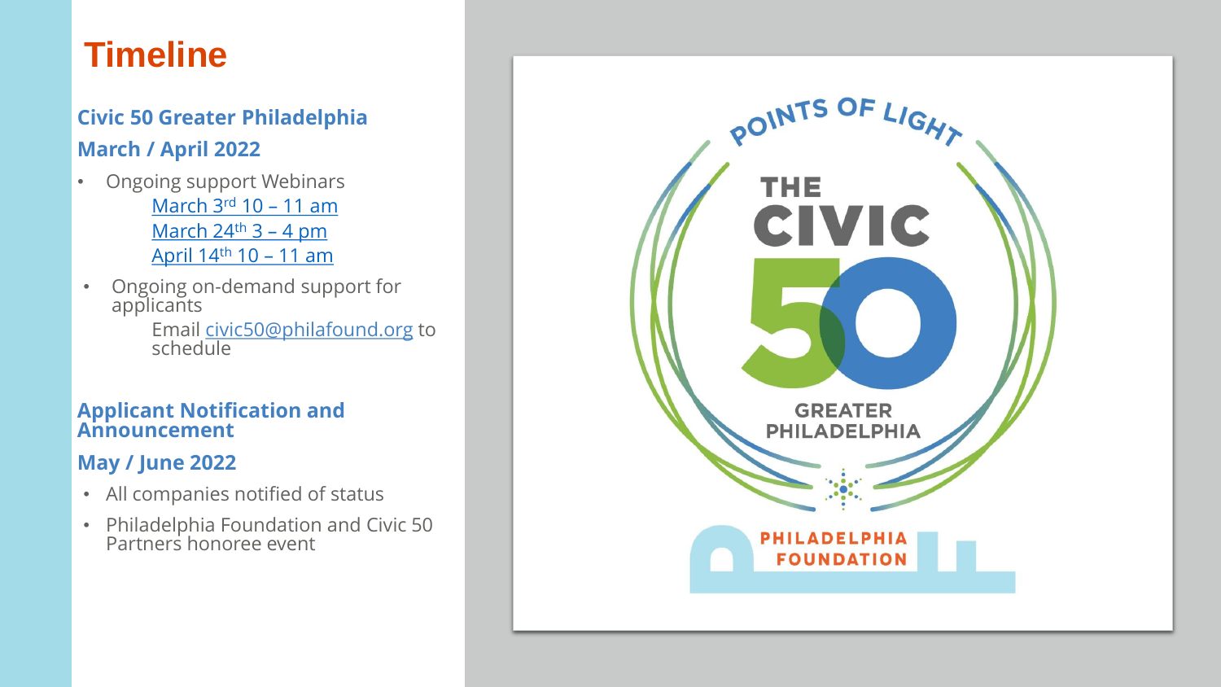# Timeline

### Civic 50 Greater Philadelphia

### March / April 2022

- Ongoing support Webinars
  - March 3rd 10 – 11 am
  - March 24th 3 – 4 pm
  - April 14th 10 – 11 am
- Ongoing on-demand support for applicants
  - Email civic50@philafound.org to schedule

### Applicant Notification and Announcement

### May / June 2022

- All companies notified of status
- Philadelphia Foundation and Civic 50 Partners honoree event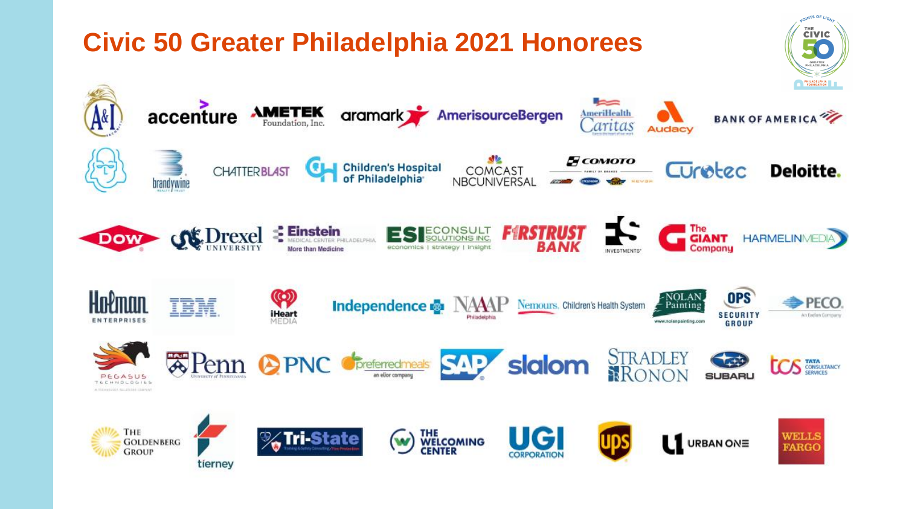# Civic 50 Greater Philadelphia 2021 Honorees

- A&I
- accenture
- AMETEK Foundation, Inc.
- aramark
- AmerisourceBergen
- AmeriHealth Caritas
- Audacy
- BANK OF AMERICA
- brandywine
- CHATTERBLAST
- Children's Hospital of Philadelphia
- COMCAST NBCUNIVERSAL
- COMOTO
- Curotec
- Deloitte.
- Dow
- Drexel University
- Einstein Medical Center Philadelphia — More than Medicine
- ESI Econsult Solutions Inc. — economics | strategy | insight
- FIRSTRUST BANK
- Investments
- The GIANT Company
- HARMELINMEDIA
- Holman Enterprises
- IBM
- iHeart Media
- Independence
- NAAAP Philadelphia
- Nemours. Children's Health System
- Nolan Painting
- OPS Security Group
- PECO — An Exelon Company
- Pegasus Technologies
- Penn — University of Pennsylvania
- PNC
- preferredmeals — an elior company
- SAP
- slalom
- Stradley Ronon
- SUBARU
- TCS Tata Consultancy Services
- The Goldenberg Group
- tierney
- Tri-State
- The Welcoming Center
- UGI Corporation
- UPS
- URBAN ONE
- WELLS FARGO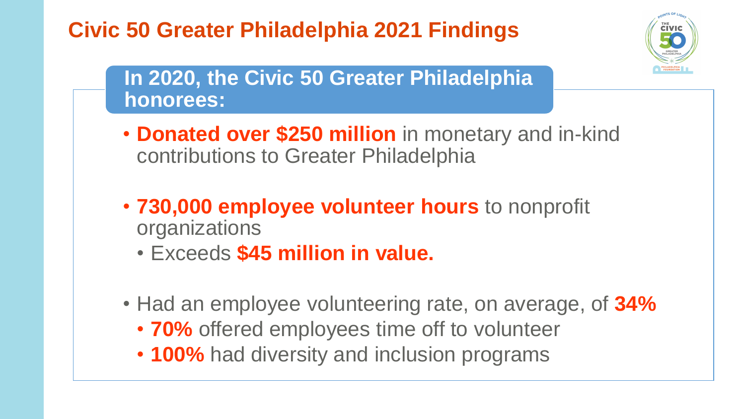# Civic 50 Greater Philadelphia 2021 Findings

## In 2020, the Civic 50 Greater Philadelphia honorees:

- **Donated over $250 million** in monetary and in-kind contributions to Greater Philadelphia
- **730,000 employee volunteer hours** to nonprofit organizations
  - Exceeds **$45 million in value.**
- Had an employee volunteering rate, on average, of **34%**
  - **70%** offered employees time off to volunteer
  - **100%** had diversity and inclusion programs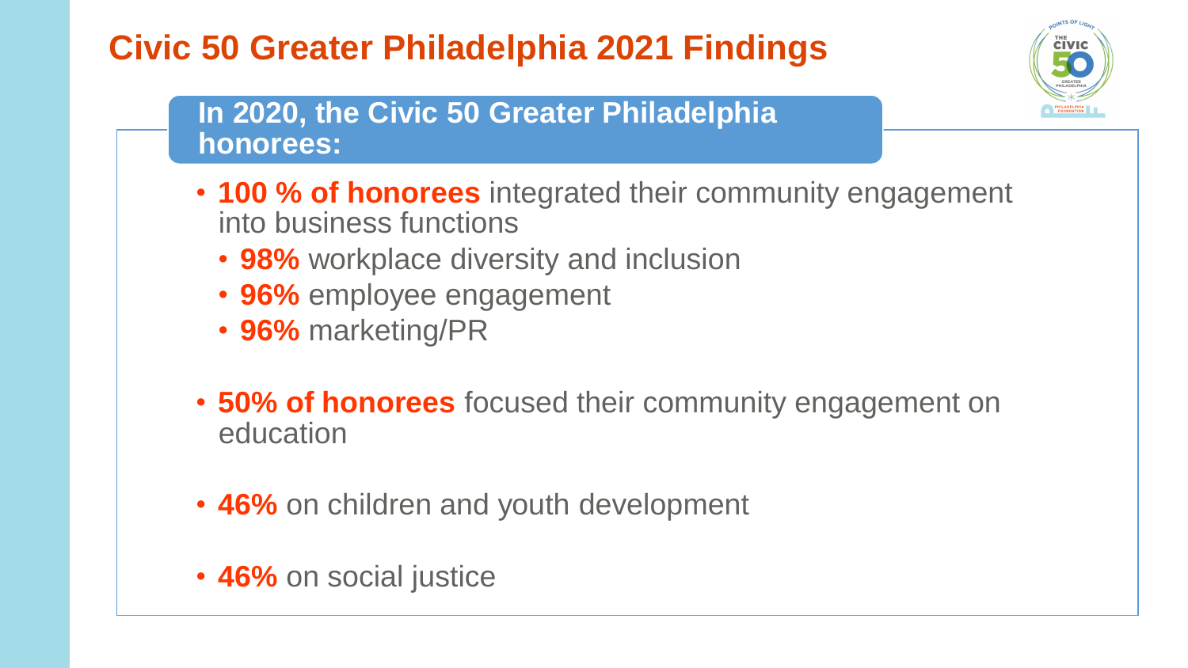# Civic 50 Greater Philadelphia 2021 Findings

## In 2020, the Civic 50 Greater Philadelphia honorees:

- **100 % of honorees** integrated their community engagement into business functions
  - **98%** workplace diversity and inclusion
  - **96%** employee engagement
  - **96%** marketing/PR
- **50% of honorees** focused their community engagement on education
- **46%** on children and youth development
- **46%** on social justice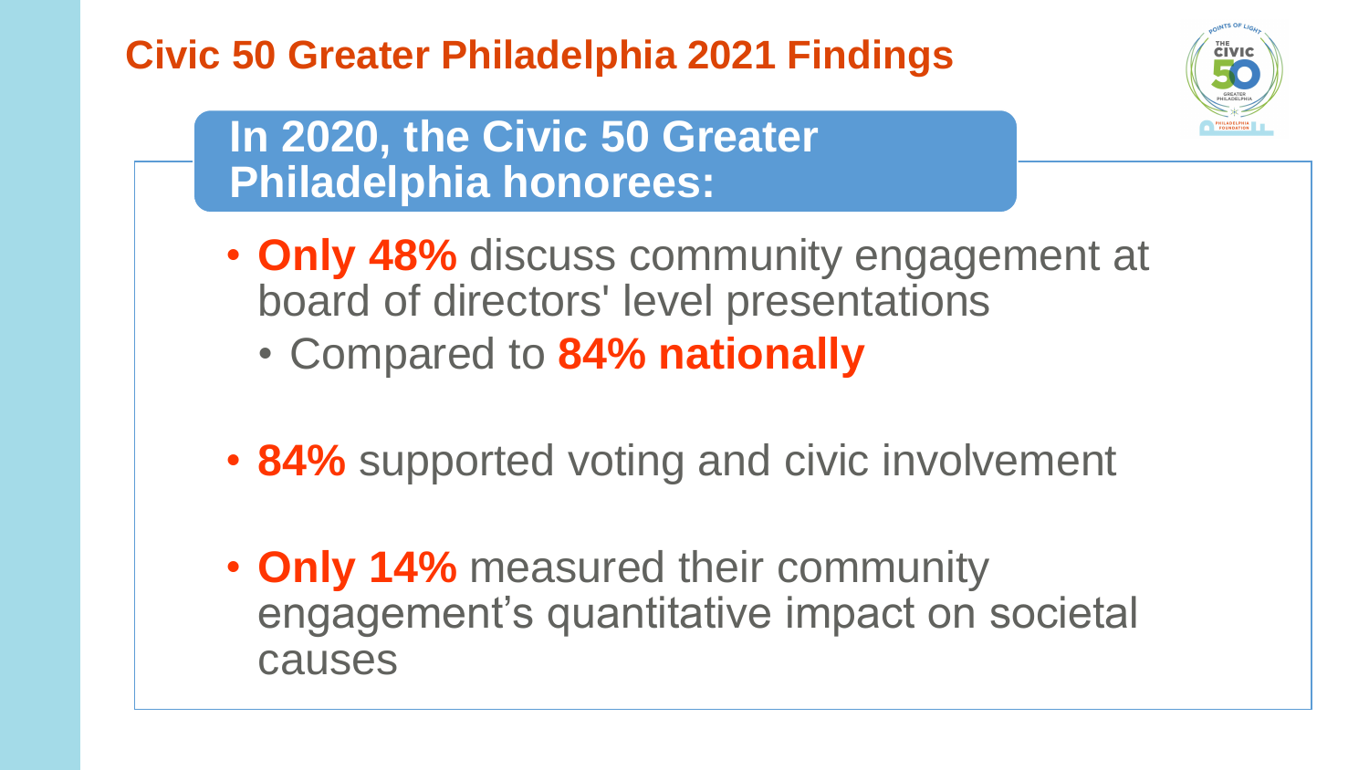# Civic 50 Greater Philadelphia 2021 Findings

## In 2020, the Civic 50 Greater Philadelphia honorees:

- **Only 48%** discuss community engagement at board of directors' level presentations
  - Compared to **84% nationally**
- **84%** supported voting and civic involvement
- **Only 14%** measured their community engagement's quantitative impact on societal causes